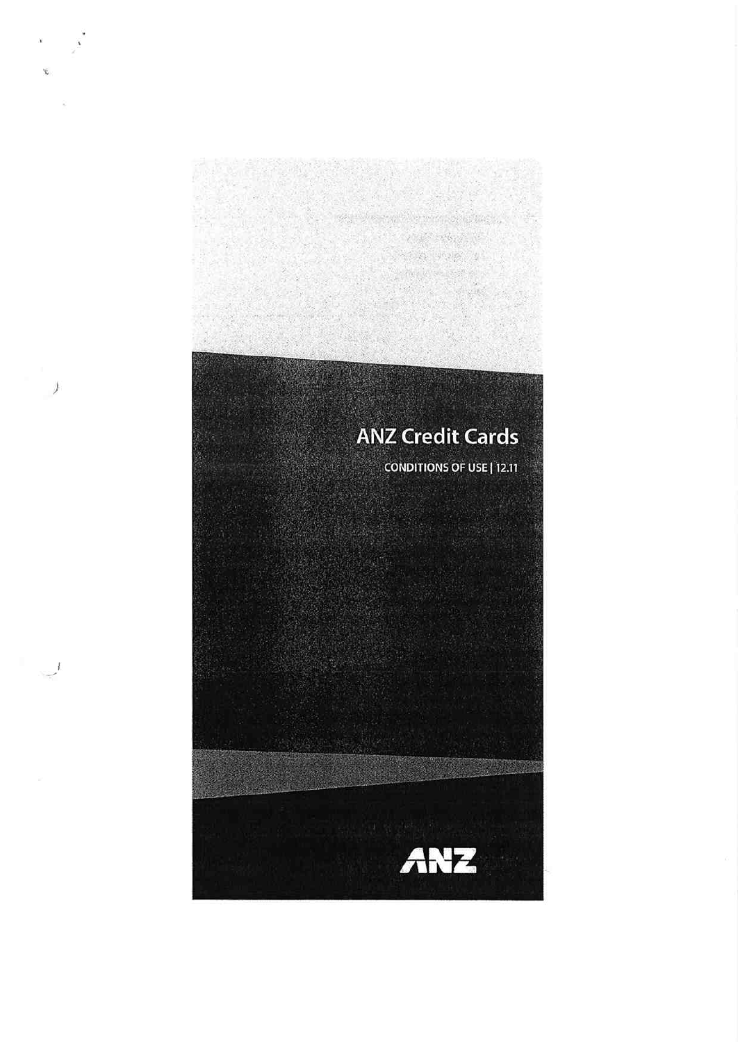# ANZ Credit Cards

CONDITIONS OF USE | 12.11

ANZ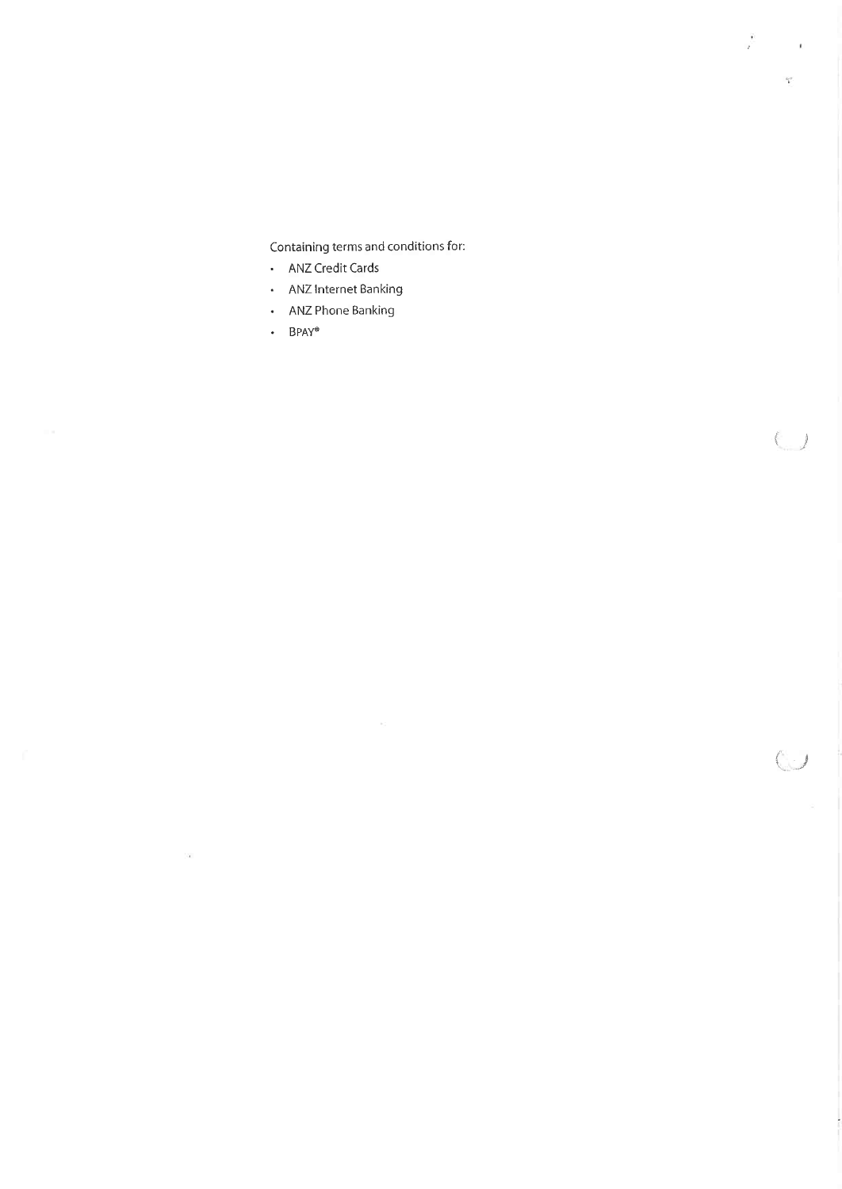Containing terms and conditions for:

- ANZ Credit Cards
- ANZ Internet Banking
- ANZ Phone Banking
- BPAY®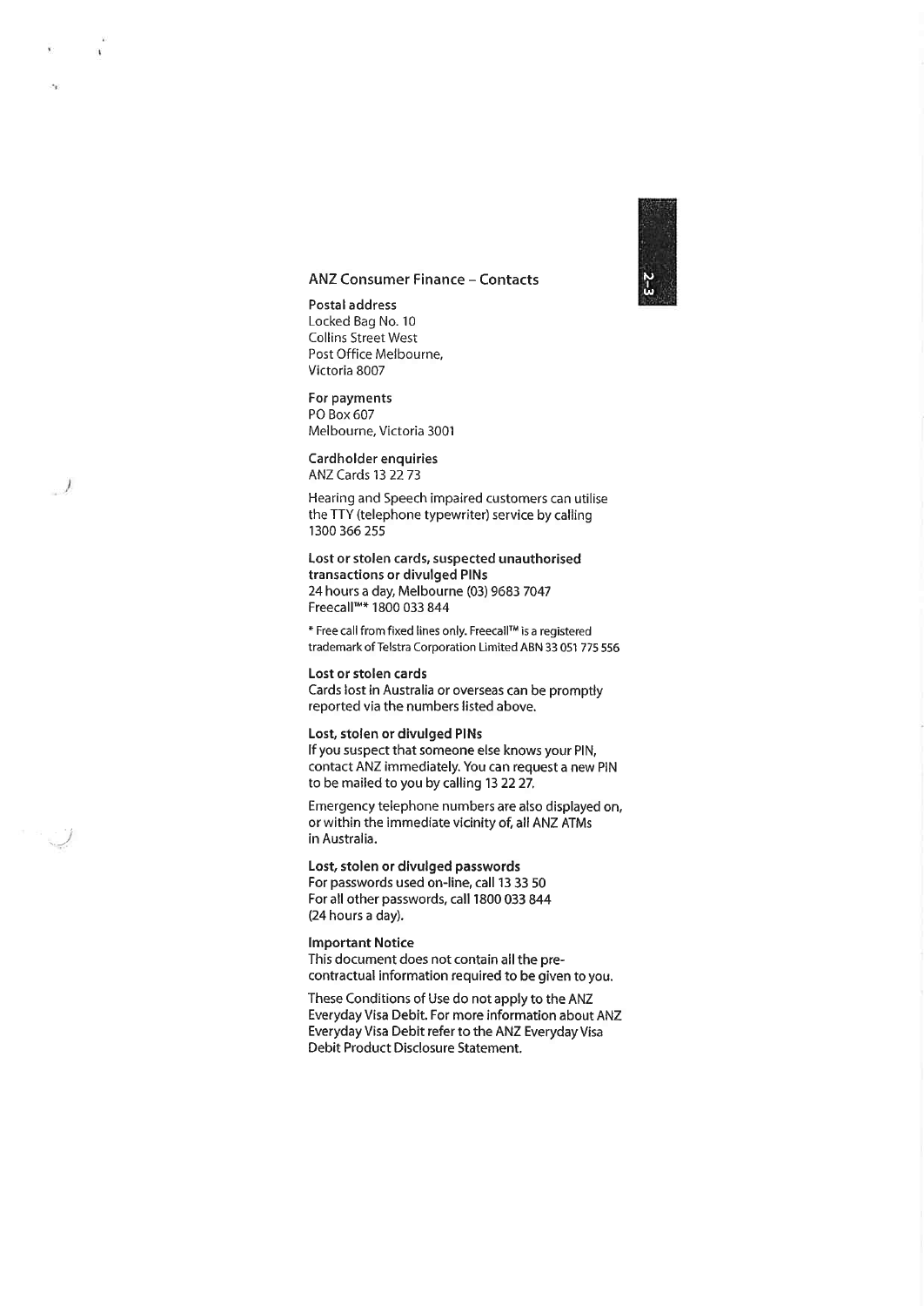## ANZ Consumer Finance – Contacts

**Postal address**
Locked Bag No. 10
Collins Street West
Post Office Melbourne,
Victoria 8007

**For payments**
PO Box 607
Melbourne, Victoria 3001

**Cardholder enquiries**
ANZ Cards 13 22 73

Hearing and Speech impaired customers can utilise the TTY (telephone typewriter) service by calling 1300 366 255

**Lost or stolen cards, suspected unauthorised transactions or divulged PINs**
24 hours a day, Melbourne (03) 9683 7047
Freecall™* 1800 033 844

* Free call from fixed lines only. Freecall™ is a registered trademark of Telstra Corporation Limited ABN 33 051 775 556

**Lost or stolen cards**
Cards lost in Australia or overseas can be promptly reported via the numbers listed above.

**Lost, stolen or divulged PINs**
If you suspect that someone else knows your PIN, contact ANZ immediately. You can request a new PIN to be mailed to you by calling 13 22 27.

Emergency telephone numbers are also displayed on, or within the immediate vicinity of, all ANZ ATMs in Australia.

**Lost, stolen or divulged passwords**
For passwords used on-line, call 13 33 50
For all other passwords, call 1800 033 844
(24 hours a day).

**Important Notice**
This document does not contain all the pre-contractual information required to be given to you.

These Conditions of Use do not apply to the ANZ Everyday Visa Debit. For more information about ANZ Everyday Visa Debit refer to the ANZ Everyday Visa Debit Product Disclosure Statement.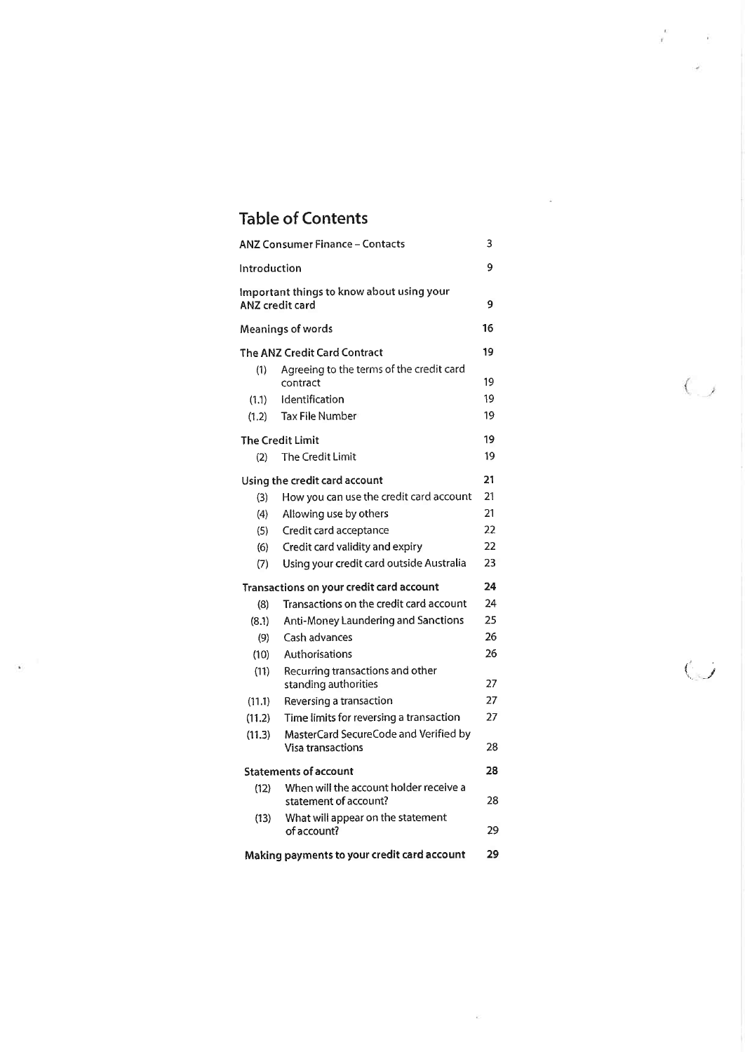# Table of Contents

| | | |
|---|---|---|
| **ANZ Consumer Finance – Contacts** | | 3 |
| **Introduction** | | 9 |
| **Important things to know about using your ANZ credit card** | | 9 |
| **Meanings of words** | | 16 |
| **The ANZ Credit Card Contract** | | 19 |
| (1) | Agreeing to the terms of the credit card contract | 19 |
| (1.1) | Identification | 19 |
| (1.2) | Tax File Number | 19 |
| **The Credit Limit** | | 19 |
| (2) | The Credit Limit | 19 |
| **Using the credit card account** | | 21 |
| (3) | How you can use the credit card account | 21 |
| (4) | Allowing use by others | 21 |
| (5) | Credit card acceptance | 22 |
| (6) | Credit card validity and expiry | 22 |
| (7) | Using your credit card outside Australia | 23 |
| **Transactions on your credit card account** | | 24 |
| (8) | Transactions on the credit card account | 24 |
| (8.1) | Anti-Money Laundering and Sanctions | 25 |
| (9) | Cash advances | 26 |
| (10) | Authorisations | 26 |
| (11) | Recurring transactions and other standing authorities | 27 |
| (11.1) | Reversing a transaction | 27 |
| (11.2) | Time limits for reversing a transaction | 27 |
| (11.3) | MasterCard SecureCode and Verified by Visa transactions | 28 |
| **Statements of account** | | 28 |
| (12) | When will the account holder receive a statement of account? | 28 |
| (13) | What will appear on the statement of account? | 29 |
| **Making payments to your credit card account** | | 29 |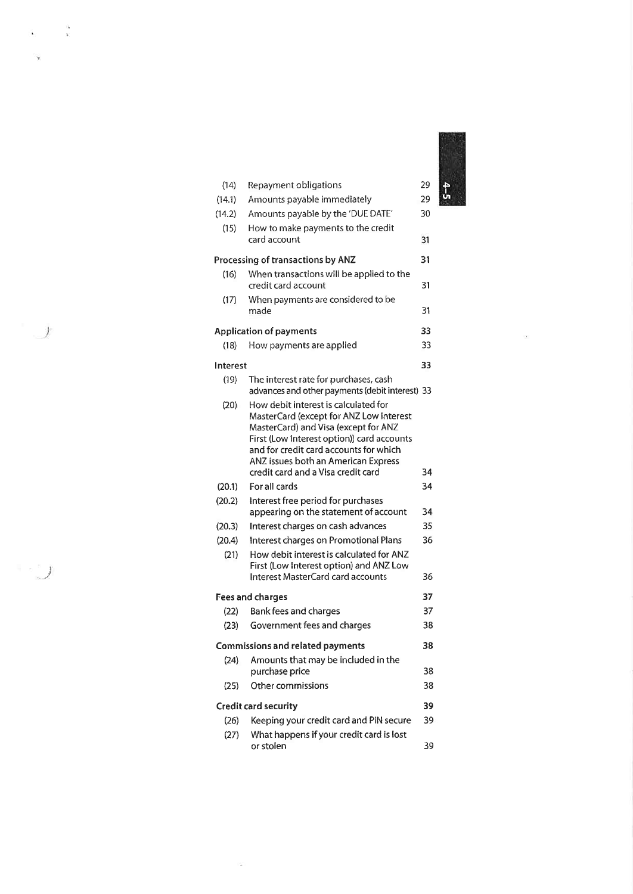| | | |
|---|---|---|
| (14) | Repayment obligations | 29 |
| (14.1) | Amounts payable immediately | 29 |
| (14.2) | Amounts payable by the 'DUE DATE' | 30 |
| (15) | How to make payments to the credit card account | 31 |
| **Processing of transactions by ANZ** | | **31** |
| (16) | When transactions will be applied to the credit card account | 31 |
| (17) | When payments are considered to be made | 31 |
| **Application of payments** | | **33** |
| (18) | How payments are applied | 33 |
| **Interest** | | **33** |
| (19) | The interest rate for purchases, cash advances and other payments (debit interest) | 33 |
| (20) | How debit interest is calculated for MasterCard (except for ANZ Low Interest MasterCard) and Visa (except for ANZ First (Low Interest option)) card accounts and for credit card accounts for which ANZ issues both an American Express credit card and a Visa credit card | 34 |
| (20.1) | For all cards | 34 |
| (20.2) | Interest free period for purchases appearing on the statement of account | 34 |
| (20.3) | Interest charges on cash advances | 35 |
| (20.4) | Interest charges on Promotional Plans | 36 |
| (21) | How debit interest is calculated for ANZ First (Low Interest option) and ANZ Low Interest MasterCard card accounts | 36 |
| **Fees and charges** | | **37** |
| (22) | Bank fees and charges | 37 |
| (23) | Government fees and charges | 38 |
| **Commissions and related payments** | | **38** |
| (24) | Amounts that may be included in the purchase price | 38 |
| (25) | Other commissions | 38 |
| **Credit card security** | | **39** |
| (26) | Keeping your credit card and PIN secure | 39 |
| (27) | What happens if your credit card is lost or stolen | 39 |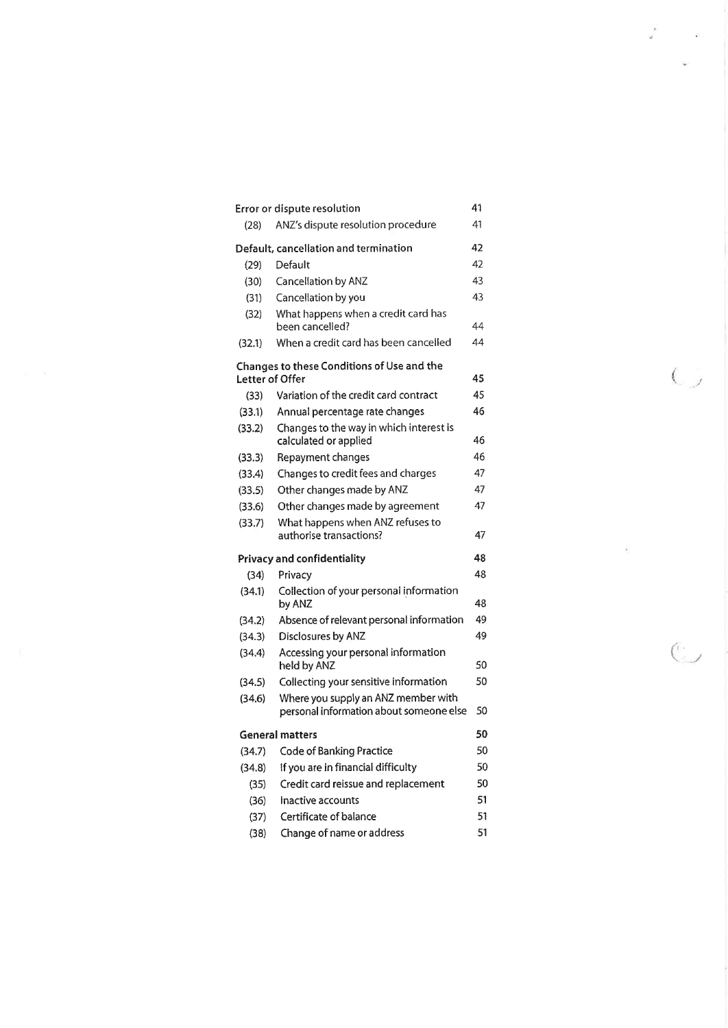| | | |
|---|---|---|
| **Error or dispute resolution** | | 41 |
| (28) | ANZ's dispute resolution procedure | 41 |
| **Default, cancellation and termination** | | 42 |
| (29) | Default | 42 |
| (30) | Cancellation by ANZ | 43 |
| (31) | Cancellation by you | 43 |
| (32) | What happens when a credit card has been cancelled? | 44 |
| (32.1) | When a credit card has been cancelled | 44 |
| **Changes to these Conditions of Use and the Letter of Offer** | | 45 |
| (33) | Variation of the credit card contract | 45 |
| (33.1) | Annual percentage rate changes | 46 |
| (33.2) | Changes to the way in which interest is calculated or applied | 46 |
| (33.3) | Repayment changes | 46 |
| (33.4) | Changes to credit fees and charges | 47 |
| (33.5) | Other changes made by ANZ | 47 |
| (33.6) | Other changes made by agreement | 47 |
| (33.7) | What happens when ANZ refuses to authorise transactions? | 47 |
| **Privacy and confidentiality** | | 48 |
| (34) | Privacy | 48 |
| (34.1) | Collection of your personal information by ANZ | 48 |
| (34.2) | Absence of relevant personal information | 49 |
| (34.3) | Disclosures by ANZ | 49 |
| (34.4) | Accessing your personal information held by ANZ | 50 |
| (34.5) | Collecting your sensitive information | 50 |
| (34.6) | Where you supply an ANZ member with personal information about someone else | 50 |
| **General matters** | | 50 |
| (34.7) | Code of Banking Practice | 50 |
| (34.8) | If you are in financial difficulty | 50 |
| (35) | Credit card reissue and replacement | 50 |
| (36) | Inactive accounts | 51 |
| (37) | Certificate of balance | 51 |
| (38) | Change of name or address | 51 |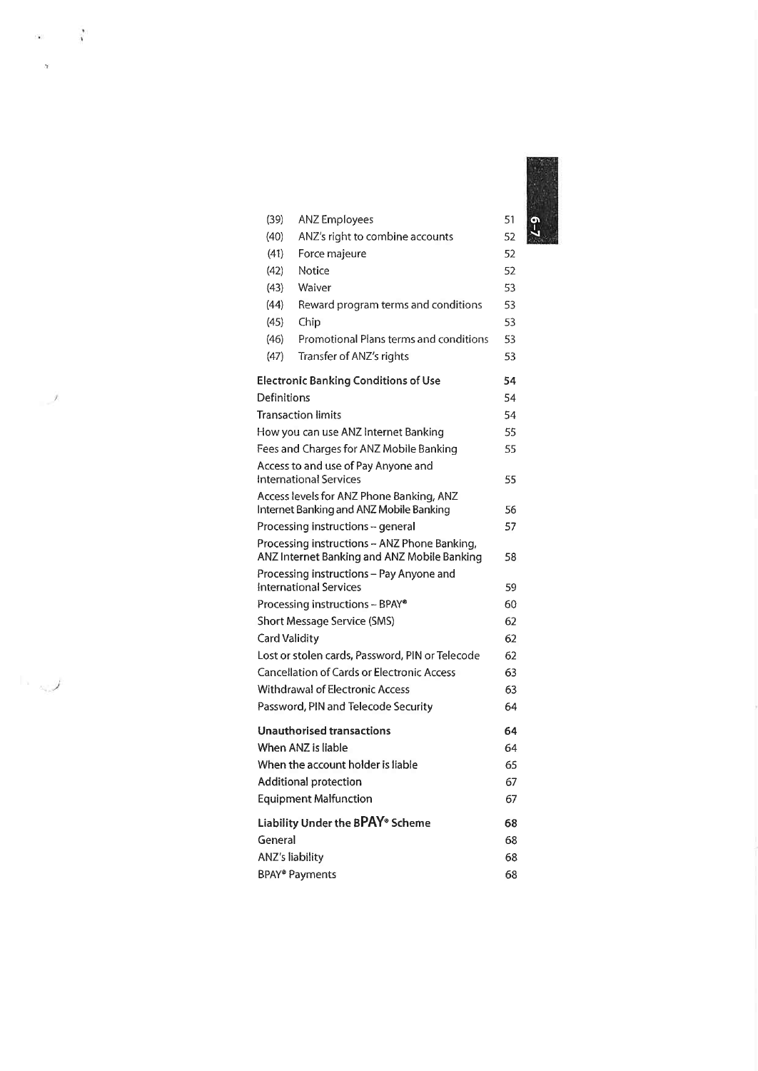| | | |
|---|---|---|
| (39) | ANZ Employees | 51 |
| (40) | ANZ's right to combine accounts | 52 |
| (41) | Force majeure | 52 |
| (42) | Notice | 52 |
| (43) | Waiver | 53 |
| (44) | Reward program terms and conditions | 53 |
| (45) | Chip | 53 |
| (46) | Promotional Plans terms and conditions | 53 |
| (47) | Transfer of ANZ's rights | 53 |

| | |
|---|---|
| **Electronic Banking Conditions of Use** | **54** |
| Definitions | 54 |
| Transaction limits | 54 |
| How you can use ANZ Internet Banking | 55 |
| Fees and Charges for ANZ Mobile Banking | 55 |
| Access to and use of Pay Anyone and International Services | 55 |
| Access levels for ANZ Phone Banking, ANZ Internet Banking and ANZ Mobile Banking | 56 |
| Processing instructions – general | 57 |
| Processing instructions – ANZ Phone Banking, ANZ Internet Banking and ANZ Mobile Banking | 58 |
| Processing instructions – Pay Anyone and International Services | 59 |
| Processing instructions – BPAY® | 60 |
| Short Message Service (SMS) | 62 |
| Card Validity | 62 |
| Lost or stolen cards, Password, PIN or Telecode | 62 |
| Cancellation of Cards or Electronic Access | 63 |
| Withdrawal of Electronic Access | 63 |
| Password, PIN and Telecode Security | 64 |
| **Unauthorised transactions** | **64** |
| When ANZ is liable | 64 |
| When the account holder is liable | 65 |
| Additional protection | 67 |
| Equipment Malfunction | 67 |
| **Liability Under the BPAY® Scheme** | **68** |
| General | 68 |
| ANZ's liability | 68 |
| BPAY® Payments | 68 |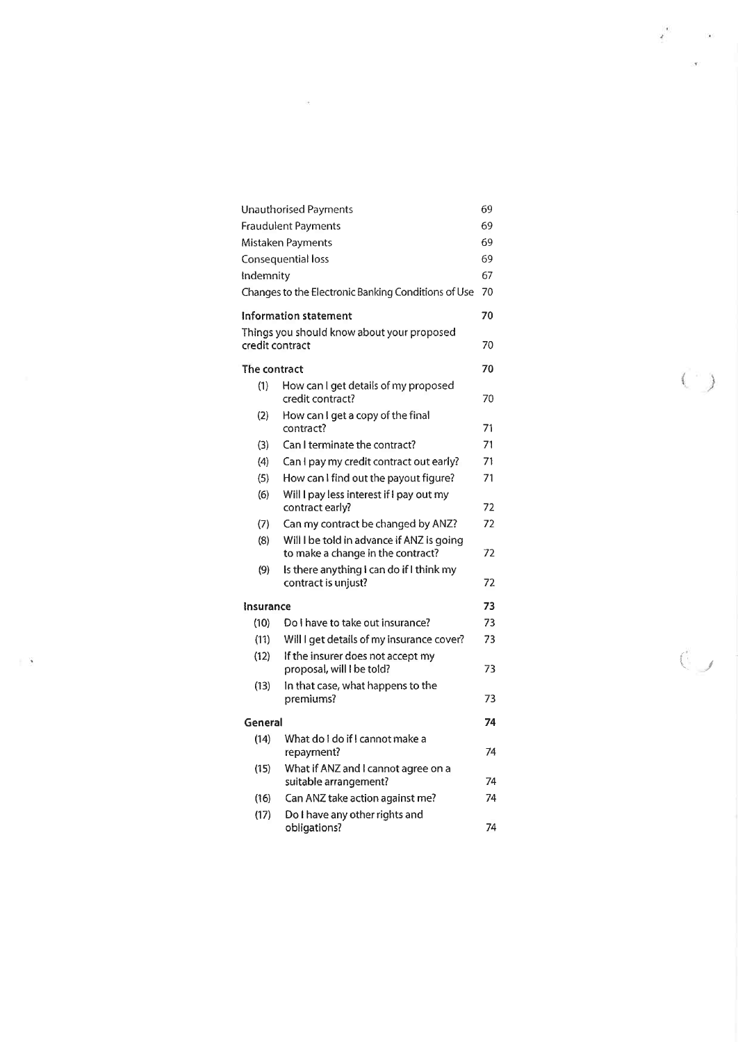| | | |
|---|---|---|
| Unauthorised Payments | | 69 |
| Fraudulent Payments | | 69 |
| Mistaken Payments | | 69 |
| Consequential loss | | 69 |
| Indemnity | | 67 |
| Changes to the Electronic Banking Conditions of Use | | 70 |
| **Information statement** | | **70** |
| Things you should know about your proposed credit contract | | 70 |
| **The contract** | | **70** |
| (1) | How can I get details of my proposed credit contract? | 70 |
| (2) | How can I get a copy of the final contract? | 71 |
| (3) | Can I terminate the contract? | 71 |
| (4) | Can I pay my credit contract out early? | 71 |
| (5) | How can I find out the payout figure? | 71 |
| (6) | Will I pay less interest if I pay out my contract early? | 72 |
| (7) | Can my contract be changed by ANZ? | 72 |
| (8) | Will I be told in advance if ANZ is going to make a change in the contract? | 72 |
| (9) | Is there anything I can do if I think my contract is unjust? | 72 |
| **Insurance** | | **73** |
| (10) | Do I have to take out insurance? | 73 |
| (11) | Will I get details of my insurance cover? | 73 |
| (12) | If the insurer does not accept my proposal, will I be told? | 73 |
| (13) | In that case, what happens to the premiums? | 73 |
| **General** | | **74** |
| (14) | What do I do if I cannot make a repayment? | 74 |
| (15) | What if ANZ and I cannot agree on a suitable arrangement? | 74 |
| (16) | Can ANZ take action against me? | 74 |
| (17) | Do I have any other rights and obligations? | 74 |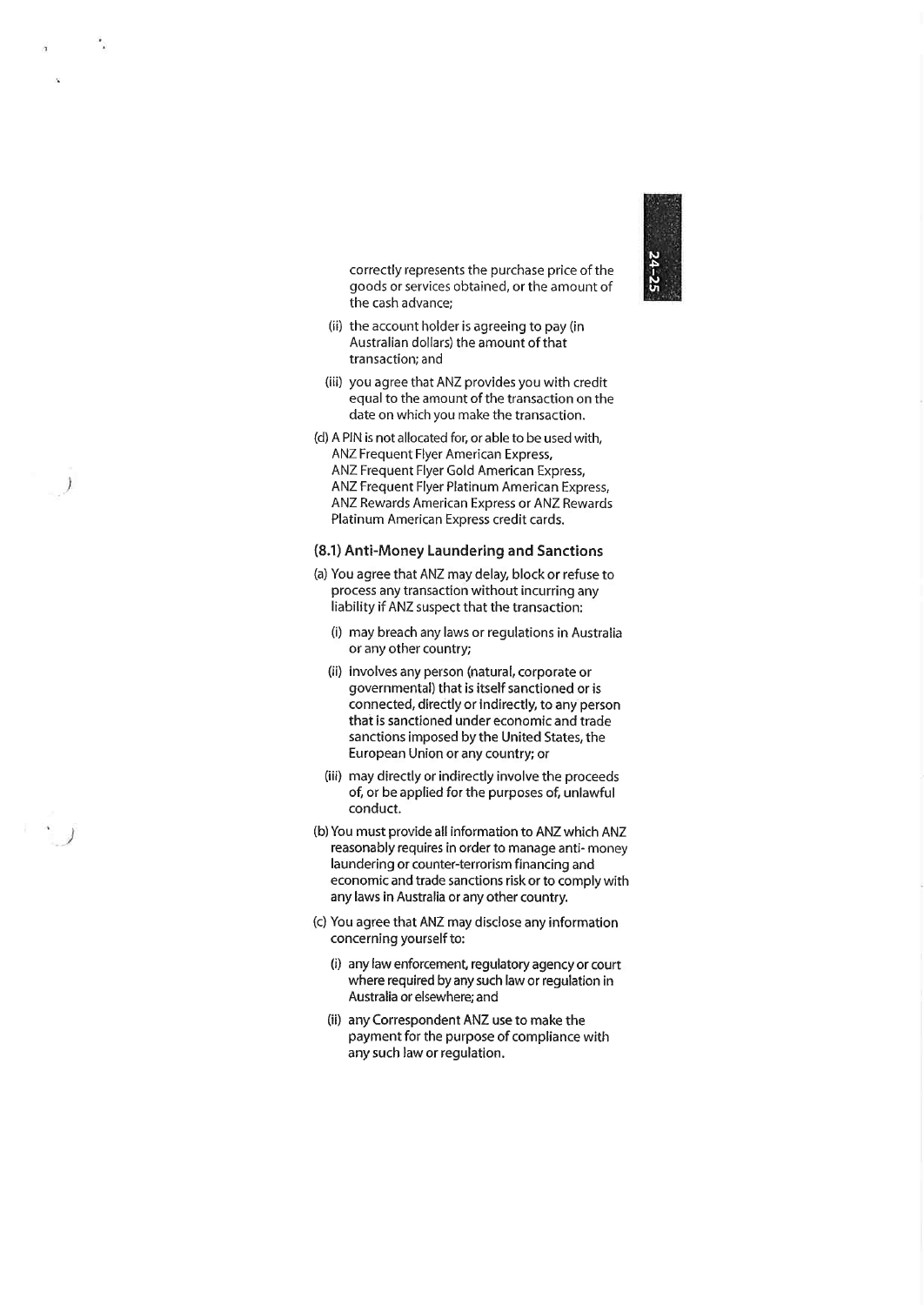correctly represents the purchase price of the goods or services obtained, or the amount of the cash advance;

(ii) the account holder is agreeing to pay (in Australian dollars) the amount of that transaction; and

(iii) you agree that ANZ provides you with credit equal to the amount of the transaction on the date on which you make the transaction.

(d) A PIN is not allocated for, or able to be used with, ANZ Frequent Flyer American Express, ANZ Frequent Flyer Gold American Express, ANZ Frequent Flyer Platinum American Express, ANZ Rewards American Express or ANZ Rewards Platinum American Express credit cards.

### (8.1) Anti-Money Laundering and Sanctions

(a) You agree that ANZ may delay, block or refuse to process any transaction without incurring any liability if ANZ suspect that the transaction:

(i) may breach any laws or regulations in Australia or any other country;

(ii) involves any person (natural, corporate or governmental) that is itself sanctioned or is connected, directly or indirectly, to any person that is sanctioned under economic and trade sanctions imposed by the United States, the European Union or any country; or

(iii) may directly or indirectly involve the proceeds of, or be applied for the purposes of, unlawful conduct.

(b) You must provide all information to ANZ which ANZ reasonably requires in order to manage anti- money laundering or counter-terrorism financing and economic and trade sanctions risk or to comply with any laws in Australia or any other country.

(c) You agree that ANZ may disclose any information concerning yourself to:

(i) any law enforcement, regulatory agency or court where required by any such law or regulation in Australia or elsewhere; and

(ii) any Correspondent ANZ use to make the payment for the purpose of compliance with any such law or regulation.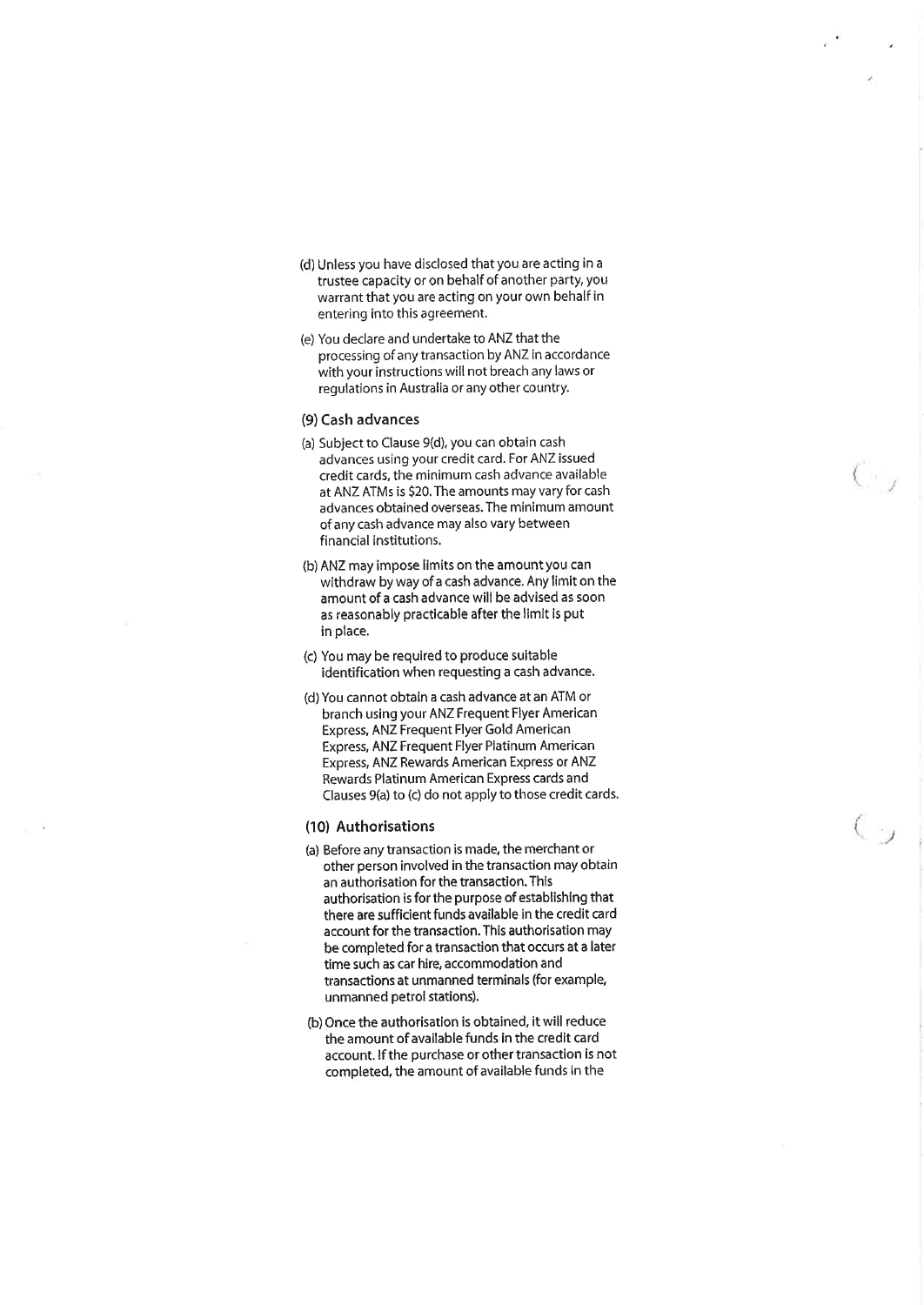(d) Unless you have disclosed that you are acting in a trustee capacity or on behalf of another party, you warrant that you are acting on your own behalf in entering into this agreement.

(e) You declare and undertake to ANZ that the processing of any transaction by ANZ in accordance with your instructions will not breach any laws or regulations in Australia or any other country.

### (9) Cash advances

(a) Subject to Clause 9(d), you can obtain cash advances using your credit card. For ANZ issued credit cards, the minimum cash advance available at ANZ ATMs is $20. The amounts may vary for cash advances obtained overseas. The minimum amount of any cash advance may also vary between financial institutions.

(b) ANZ may impose limits on the amount you can withdraw by way of a cash advance. Any limit on the amount of a cash advance will be advised as soon as reasonably practicable after the limit is put in place.

(c) You may be required to produce suitable identification when requesting a cash advance.

(d) You cannot obtain a cash advance at an ATM or branch using your ANZ Frequent Flyer American Express, ANZ Frequent Flyer Gold American Express, ANZ Frequent Flyer Platinum American Express, ANZ Rewards American Express or ANZ Rewards Platinum American Express cards and Clauses 9(a) to (c) do not apply to those credit cards.

### (10) Authorisations

(a) Before any transaction is made, the merchant or other person involved in the transaction may obtain an authorisation for the transaction. This authorisation is for the purpose of establishing that there are sufficient funds available in the credit card account for the transaction. This authorisation may be completed for a transaction that occurs at a later time such as car hire, accommodation and transactions at unmanned terminals (for example, unmanned petrol stations).

(b) Once the authorisation is obtained, it will reduce the amount of available funds in the credit card account. If the purchase or other transaction is not completed, the amount of available funds in the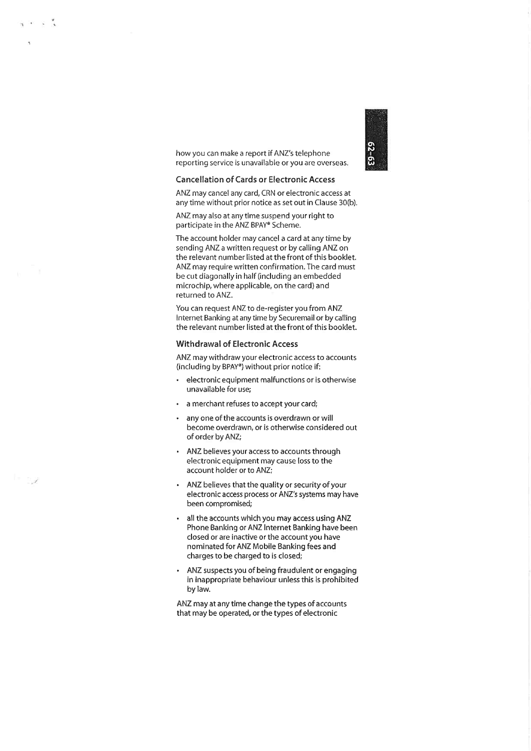how you can make a report if ANZ's telephone reporting service is unavailable or you are overseas.

### Cancellation of Cards or Electronic Access

ANZ may cancel any card, CRN or electronic access at any time without prior notice as set out in Clause 30(b).

ANZ may also at any time suspend your right to participate in the ANZ BPAY® Scheme.

The account holder may cancel a card at any time by sending ANZ a written request or by calling ANZ on the relevant number listed at the front of this booklet. ANZ may require written confirmation. The card must be cut diagonally in half (including an embedded microchip, where applicable, on the card) and returned to ANZ.

You can request ANZ to de-register you from ANZ Internet Banking at any time by Securemail or by calling the relevant number listed at the front of this booklet.

### Withdrawal of Electronic Access

ANZ may withdraw your electronic access to accounts (including by BPAY®) without prior notice if:

- electronic equipment malfunctions or is otherwise unavailable for use;
- a merchant refuses to accept your card;
- any one of the accounts is overdrawn or will become overdrawn, or is otherwise considered out of order by ANZ;
- ANZ believes your access to accounts through electronic equipment may cause loss to the account holder or to ANZ;
- ANZ believes that the quality or security of your electronic access process or ANZ's systems may have been compromised;
- all the accounts which you may access using ANZ Phone Banking or ANZ Internet Banking have been closed or are inactive or the account you have nominated for ANZ Mobile Banking fees and charges to be charged to is closed;
- ANZ suspects you of being fraudulent or engaging in inappropriate behaviour unless this is prohibited by law.

ANZ may at any time change the types of accounts that may be operated, or the types of electronic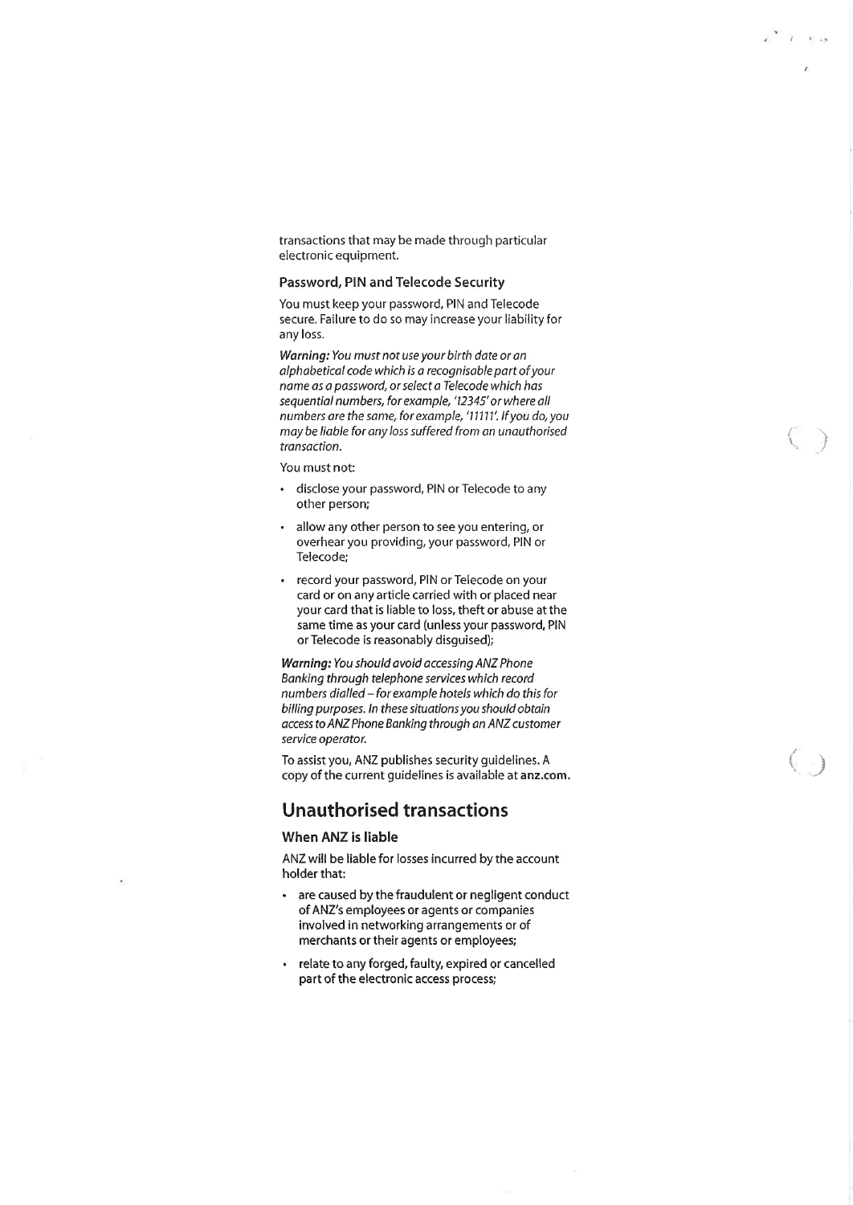transactions that may be made through particular electronic equipment.

### Password, PIN and Telecode Security

You must keep your password, PIN and Telecode secure. Failure to do so may increase your liability for any loss.

***Warning:*** *You must not use your birth date or an alphabetical code which is a recognisable part of your name as a password, or select a Telecode which has sequential numbers, for example, '12345' or where all numbers are the same, for example, '11111'. If you do, you may be liable for any loss suffered from an unauthorised transaction.*

You must not:

- disclose your password, PIN or Telecode to any other person;
- allow any other person to see you entering, or overhear you providing, your password, PIN or Telecode;
- record your password, PIN or Telecode on your card or on any article carried with or placed near your card that is liable to loss, theft or abuse at the same time as your card (unless your password, PIN or Telecode is reasonably disguised);

***Warning:*** *You should avoid accessing ANZ Phone Banking through telephone services which record numbers dialled – for example hotels which do this for billing purposes. In these situations you should obtain access to ANZ Phone Banking through an ANZ customer service operator.*

To assist you, ANZ publishes security guidelines. A copy of the current guidelines is available at **anz.com**.

## Unauthorised transactions

### When ANZ is liable

ANZ will be liable for losses incurred by the account holder that:

- are caused by the fraudulent or negligent conduct of ANZ's employees or agents or companies involved in networking arrangements or of merchants or their agents or employees;
- relate to any forged, faulty, expired or cancelled part of the electronic access process;